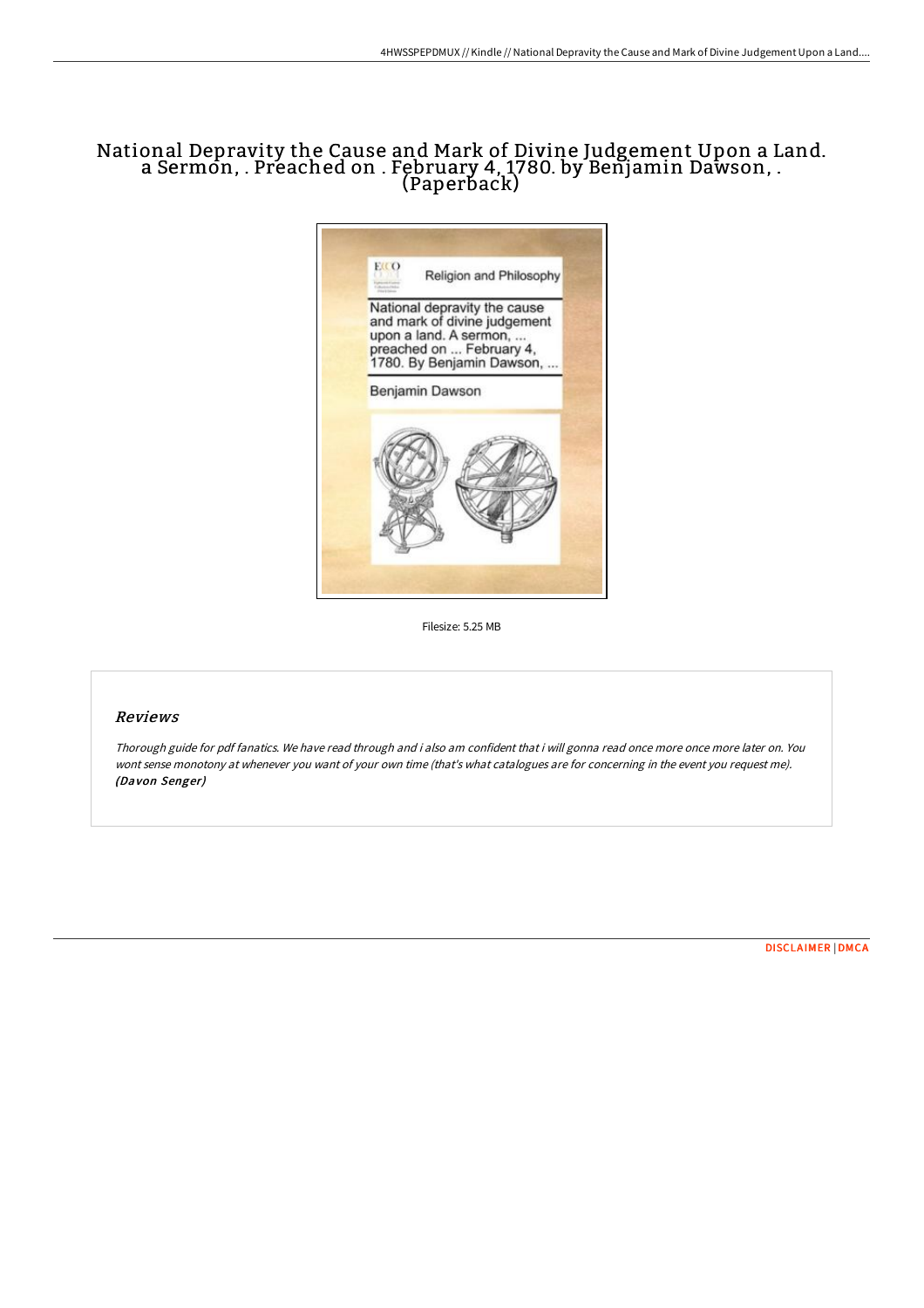# National Depravity the Cause and Mark of Divine Judgement Upon a Land. a Sermon, . Preached on . February 4, 1780. by Benjamin Dawson, . (Paperback)

Filesize: 5.25 MB

## *Reviews*

*Thorough guide for pdf fanatics. We have read through and i also am confident that i will gonna read once more once more later on. You wont sense monotony at whenever you want of your own time (that's what catalogues are for concerning in the event you request me).* ***(Davon Senger)***

DISCLAIMER | DMCA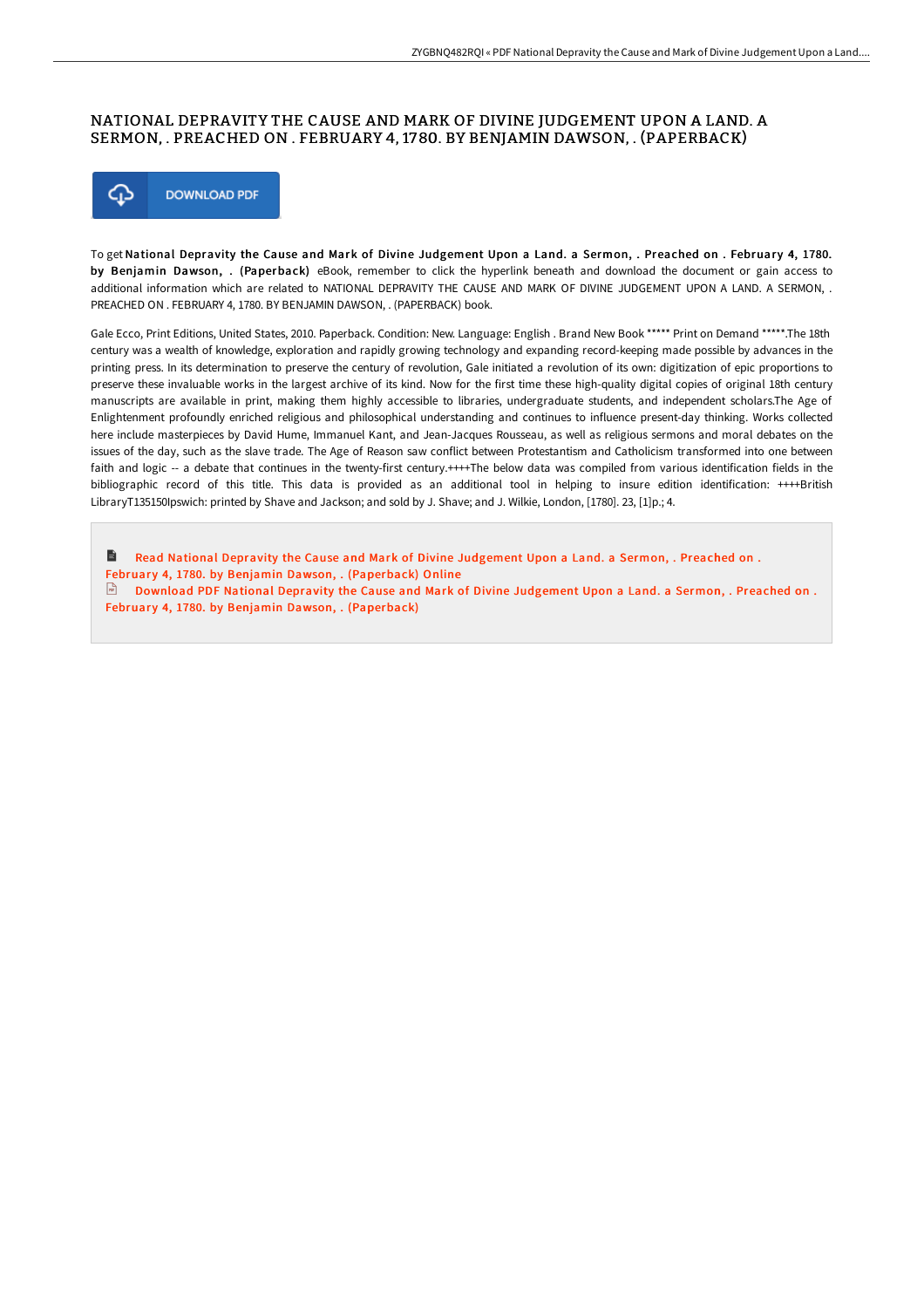# NATIONAL DEPRAVITY THE CAUSE AND MARK OF DIVINE JUDGEMENT UPON A LAND. A SERMON, . PREACHED ON . FEBRUARY 4, 1780. BY BENJAMIN DAWSON, . (PAPERBACK)

DOWNLOAD PDF

To get **National Depravity the Cause and Mark of Divine Judgement Upon a Land. a Sermon, . Preached on . February 4, 1780. by Benjamin Dawson, . (Paperback)** eBook, remember to click the hyperlink beneath and download the document or gain access to additional information which are related to NATIONAL DEPRAVITY THE CAUSE AND MARK OF DIVINE JUDGEMENT UPON A LAND. A SERMON, . PREACHED ON . FEBRUARY 4, 1780. BY BENJAMIN DAWSON, . (PAPERBACK) book.

Gale Ecco, Print Editions, United States, 2010. Paperback. Condition: New. Language: English . Brand New Book ***** Print on Demand *****.The 18th century was a wealth of knowledge, exploration and rapidly growing technology and expanding record-keeping made possible by advances in the printing press. In its determination to preserve the century of revolution, Gale initiated a revolution of its own: digitization of epic proportions to preserve these invaluable works in the largest archive of its kind. Now for the first time these high-quality digital copies of original 18th century manuscripts are available in print, making them highly accessible to libraries, undergraduate students, and independent scholars.The Age of Enlightenment profoundly enriched religious and philosophical understanding and continues to influence present-day thinking. Works collected here include masterpieces by David Hume, Immanuel Kant, and Jean-Jacques Rousseau, as well as religious sermons and moral debates on the issues of the day, such as the slave trade. The Age of Reason saw conflict between Protestantism and Catholicism transformed into one between faith and logic -- a debate that continues in the twenty-first century.++++The below data was compiled from various identification fields in the bibliographic record of this title. This data is provided as an additional tool in helping to insure edition identification: ++++British LibraryT135150Ipswich: printed by Shave and Jackson; and sold by J. Shave; and J. Wilkie, London, [1780]. 23, [1]p.; 4.

Read National Depravity the Cause and Mark of Divine Judgement Upon a Land. a Sermon, . Preached on . February 4, 1780. by Benjamin Dawson, . (Paperback) Online

Download PDF National Depravity the Cause and Mark of Divine Judgement Upon a Land. a Sermon, . Preached on . February 4, 1780. by Benjamin Dawson, . (Paperback)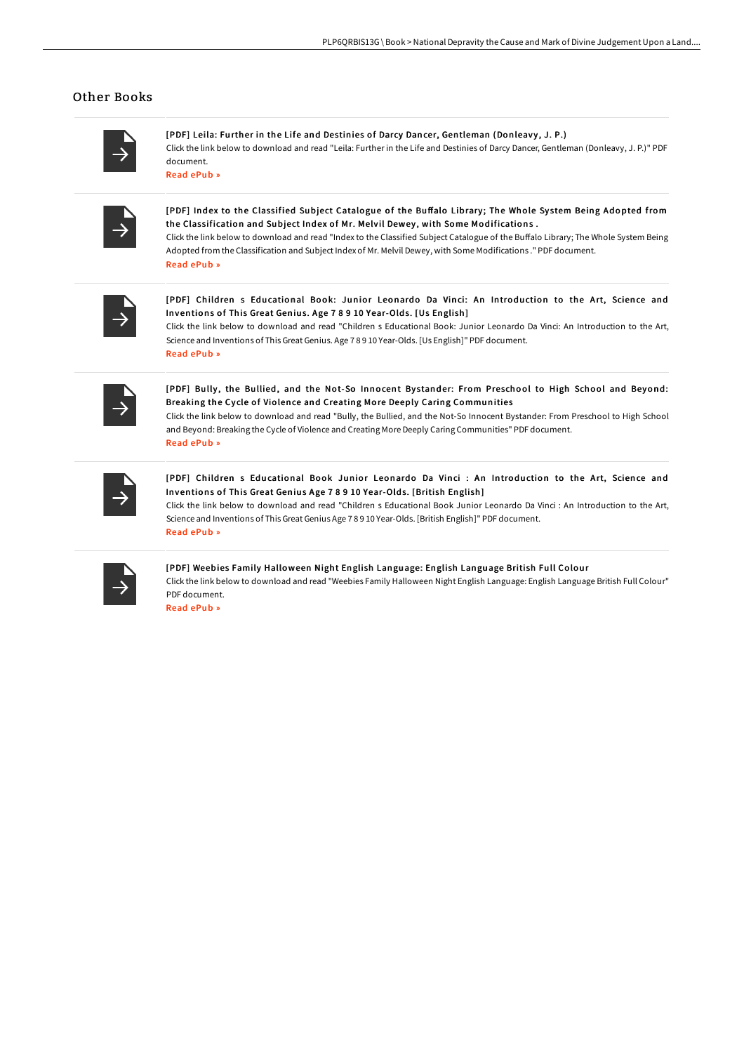## Other Books

[PDF] Leila: Further in the Life and Destinies of Darcy Dancer, Gentleman (Donleavy, J. P.)
Click the link below to download and read "Leila: Further in the Life and Destinies of Darcy Dancer, Gentleman (Donleavy, J. P.)" PDF document.
Read ePub »

[PDF] Index to the Classified Subject Catalogue of the Buffalo Library; The Whole System Being Adopted from the Classification and Subject Index of Mr. Melvil Dewey, with Some Modifications .
Click the link below to download and read "Index to the Classified Subject Catalogue of the Buffalo Library; The Whole System Being Adopted from the Classification and Subject Index of Mr. Melvil Dewey, with Some Modifications ." PDF document.
Read ePub »

[PDF] Children s Educational Book: Junior Leonardo Da Vinci: An Introduction to the Art, Science and Inventions of This Great Genius. Age 7 8 9 10 Year-Olds. [Us English]
Click the link below to download and read "Children s Educational Book: Junior Leonardo Da Vinci: An Introduction to the Art, Science and Inventions of This Great Genius. Age 7 8 9 10 Year-Olds. [Us English]" PDF document.
Read ePub »

[PDF] Bully, the Bullied, and the Not-So Innocent Bystander: From Preschool to High School and Beyond: Breaking the Cycle of Violence and Creating More Deeply Caring Communities
Click the link below to download and read "Bully, the Bullied, and the Not-So Innocent Bystander: From Preschool to High School and Beyond: Breaking the Cycle of Violence and Creating More Deeply Caring Communities" PDF document.
Read ePub »

[PDF] Children s Educational Book Junior Leonardo Da Vinci : An Introduction to the Art, Science and Inventions of This Great Genius Age 7 8 9 10 Year-Olds. [British English]
Click the link below to download and read "Children s Educational Book Junior Leonardo Da Vinci : An Introduction to the Art, Science and Inventions of This Great Genius Age 7 8 9 10 Year-Olds. [British English]" PDF document.
Read ePub »

[PDF] Weebies Family Halloween Night English Language: English Language British Full Colour
Click the link below to download and read "Weebies Family Halloween Night English Language: English Language British Full Colour" PDF document.
Read ePub »